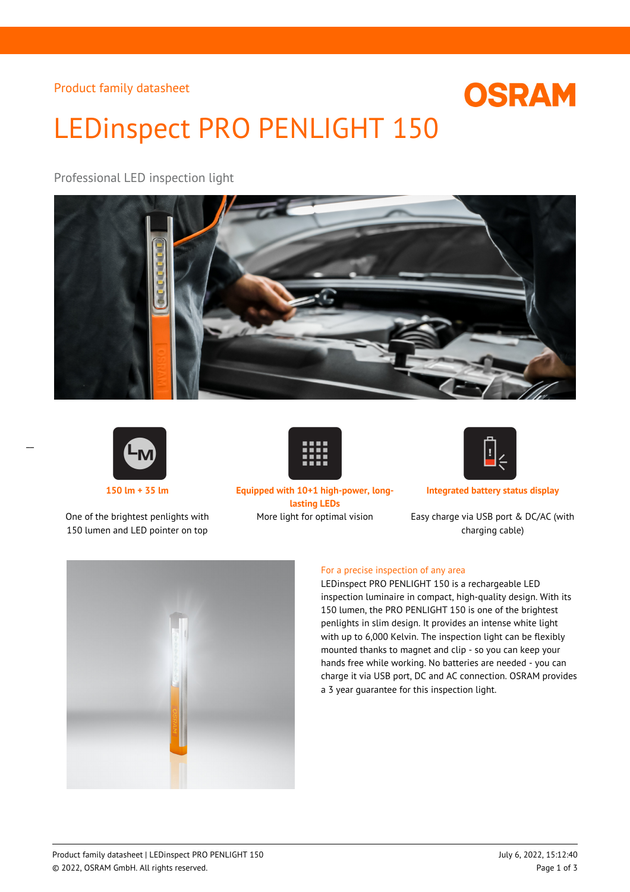Product family datasheet

# LEDinspect PRO PENLIGHT 150

Professional LED inspection light

**150 lm + 35 lm**

One of the brightest penlights with 150 lumen and LED pointer on top

**Equipped with 10+1 high-power, long-lasting LEDs**

More light for optimal vision

**Integrated battery status display**

Easy charge via USB port & DC/AC (with charging cable)

## For a precise inspection of any area

LEDinspect PRO PENLIGHT 150 is a rechargeable LED inspection luminaire in compact, high-quality design. With its 150 lumen, the PRO PENLIGHT 150 is one of the brightest penlights in slim design. It provides an intense white light with up to 6,000 Kelvin. The inspection light can be flexibly mounted thanks to magnet and clip - so you can keep your hands free while working. No batteries are needed - you can charge it via USB port, DC and AC connection. OSRAM provides a 3 year guarantee for this inspection light.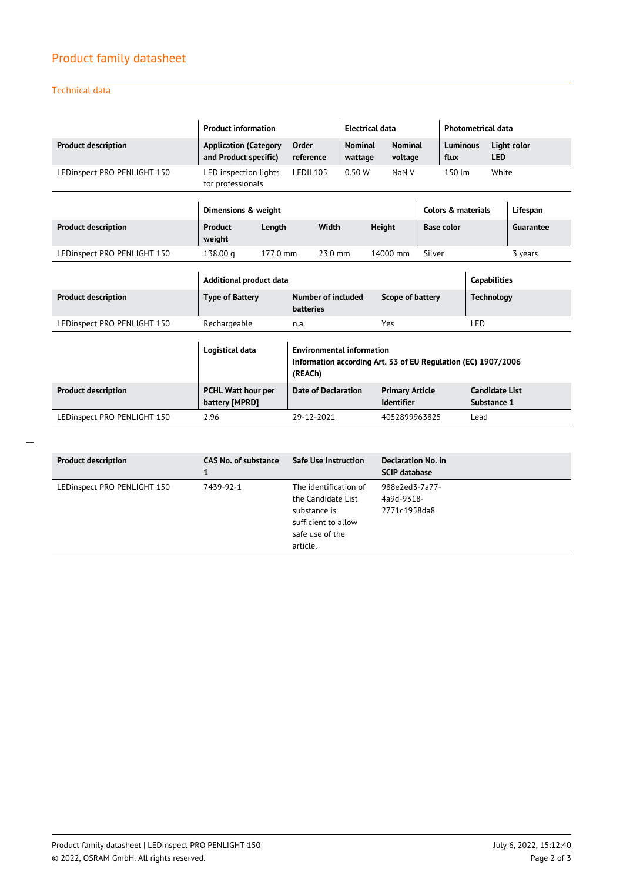## Technical data

| | Product information | | Electrical data | | Photometrical data | |
|---|---|---|---|---|---|---|
| **Product description** | **Application (Category and Product specific)** | **Order reference** | **Nominal wattage** | **Nominal voltage** | **Luminous flux** | **Light color LED** |
| LEDinspect PRO PENLIGHT 150 | LED inspection lights for professionals | LEDIL105 | 0.50 W | NaN V | 150 lm | White |

| | Dimensions & weight | | | | Colors & materials | Lifespan |
|---|---|---|---|---|---|---|
| **Product description** | **Product weight** | **Length** | **Width** | **Height** | **Base color** | **Guarantee** |
| LEDinspect PRO PENLIGHT 150 | 138.00 g | 177.0 mm | 23.0 mm | 14000 mm | Silver | 3 years |

| | Additional product data | | | Capabilities |
|---|---|---|---|---|
| **Product description** | **Type of Battery** | **Number of included batteries** | **Scope of battery** | **Technology** |
| LEDinspect PRO PENLIGHT 150 | Rechargeable | n.a. | Yes | LED |

| | Logistical data | Environmental information Information according Art. 33 of EU Regulation (EC) 1907/2006 (REACh) | | |
|---|---|---|---|---|
| **Product description** | **PCHL Watt hour per battery [MPRD]** | **Date of Declaration** | **Primary Article Identifier** | **Candidate List Substance 1** |
| LEDinspect PRO PENLIGHT 150 | 2.96 | 29-12-2021 | 4052899963825 | Lead |

| **Product description** | **CAS No. of substance 1** | **Safe Use Instruction** | **Declaration No. in SCIP database** |
|---|---|---|---|
| LEDinspect PRO PENLIGHT 150 | 7439-92-1 | The identification of the Candidate List substance is sufficient to allow safe use of the article. | 988e2ed3-7a77-4a9d-9318-2771c1958da8 |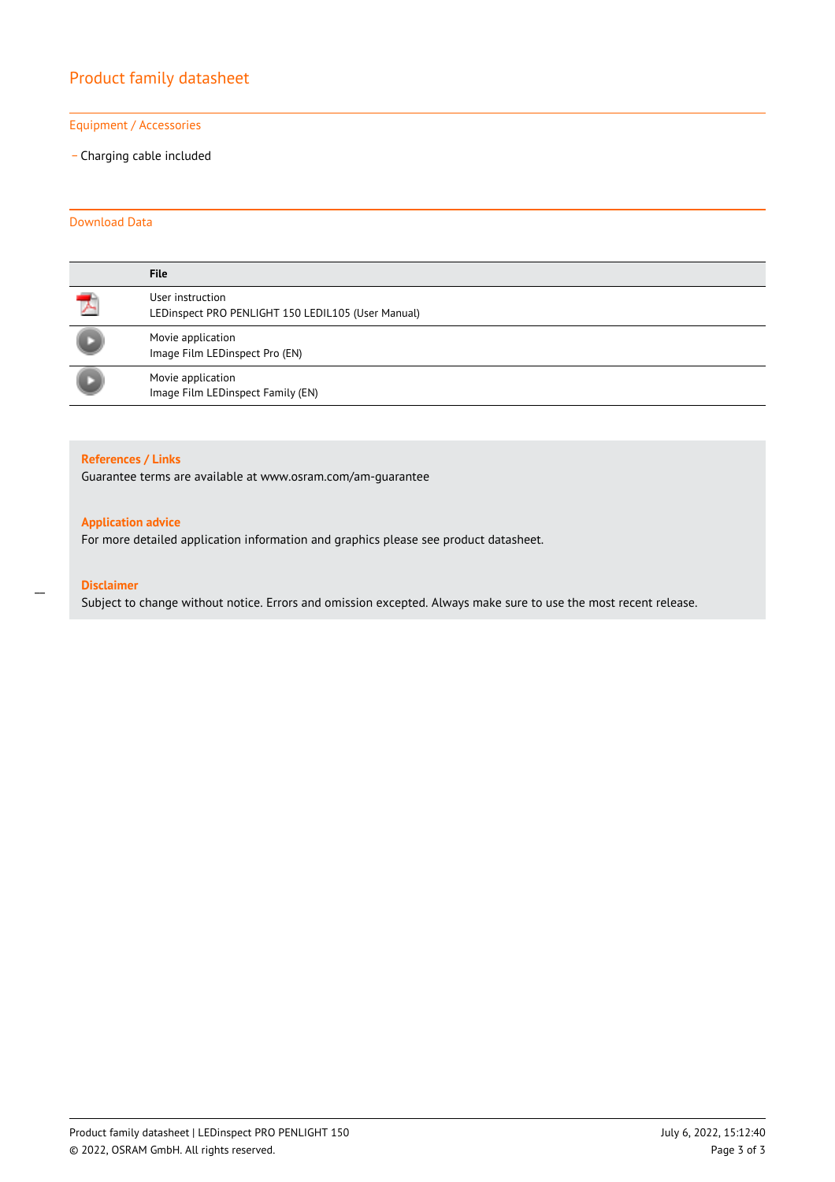## Product family datasheet

### Equipment / Accessories

- Charging cable included

### Download Data

| | File |
|---|---|
| | User instruction<br>LEDinspect PRO PENLIGHT 150 LEDIL105 (User Manual) |
| | Movie application<br>Image Film LEDinspect Pro (EN) |
| | Movie application<br>Image Film LEDinspect Family (EN) |

**References / Links**

Guarantee terms are available at www.osram.com/am-guarantee

**Application advice**

For more detailed application information and graphics please see product datasheet.

**Disclaimer**

Subject to change without notice. Errors and omission excepted. Always make sure to use the most recent release.